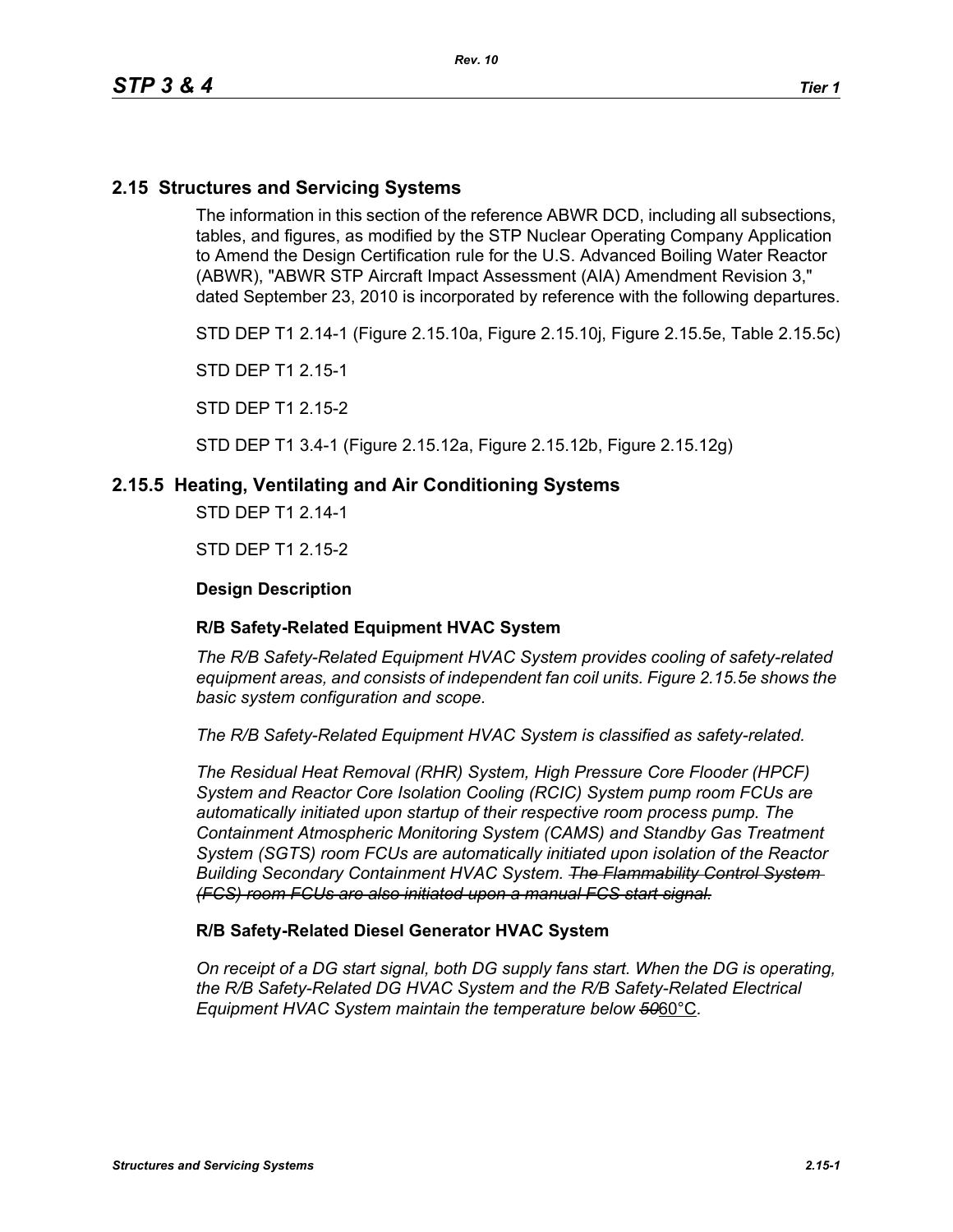## 2.15 Structures and Servicing Systems

The information in this section of the reference ABWR DCD, including all subsections, tables, and figures, as modified by the STP Nuclear Operating Company Application to Amend the Design Certification rule for the U.S. Advanced Boiling Water Reactor (ABWR), "ABWR STP Aircraft Impact Assessment (AIA) Amendment Revision 3," dated September 23, 2010 is incorporated by reference with the following departures.

STD DEP T1 2.14-1 (Figure 2.15.10a, Figure 2.15.10j, Figure 2.15.5e, Table 2.15.5c)

STD DEP T1 2.15-1

STD DEP T1 2.15-2

STD DEP T1 3.4-1 (Figure 2.15.12a, Figure 2.15.12b, Figure 2.15.12g)

### 2.15.5 Heating, Ventilating and Air Conditioning Systems

STD DEP T1 2.14-1

STD DEP T1 2.15-2

**Design Description**

**R/B Safety-Related Equipment HVAC System**

*The R/B Safety-Related Equipment HVAC System provides cooling of safety-related equipment areas, and consists of independent fan coil units. Figure 2.15.5e shows the basic system configuration and scope.*

*The R/B Safety-Related Equipment HVAC System is classified as safety-related.*

*The Residual Heat Removal (RHR) System, High Pressure Core Flooder (HPCF) System and Reactor Core Isolation Cooling (RCIC) System pump room FCUs are automatically initiated upon startup of their respective room process pump. The Containment Atmospheric Monitoring System (CAMS) and Standby Gas Treatment System (SGTS) room FCUs are automatically initiated upon isolation of the Reactor Building Secondary Containment HVAC System.* ~~*The Flammability Control System (FCS) room FCUs are also initiated upon a manual FCS start signal.*~~

**R/B Safety-Related Diesel Generator HVAC System**

*On receipt of a DG start signal, both DG supply fans start. When the DG is operating, the R/B Safety-Related DG HVAC System and the R/B Safety-Related Electrical Equipment HVAC System maintain the temperature below* ~~*50*~~60°C*.*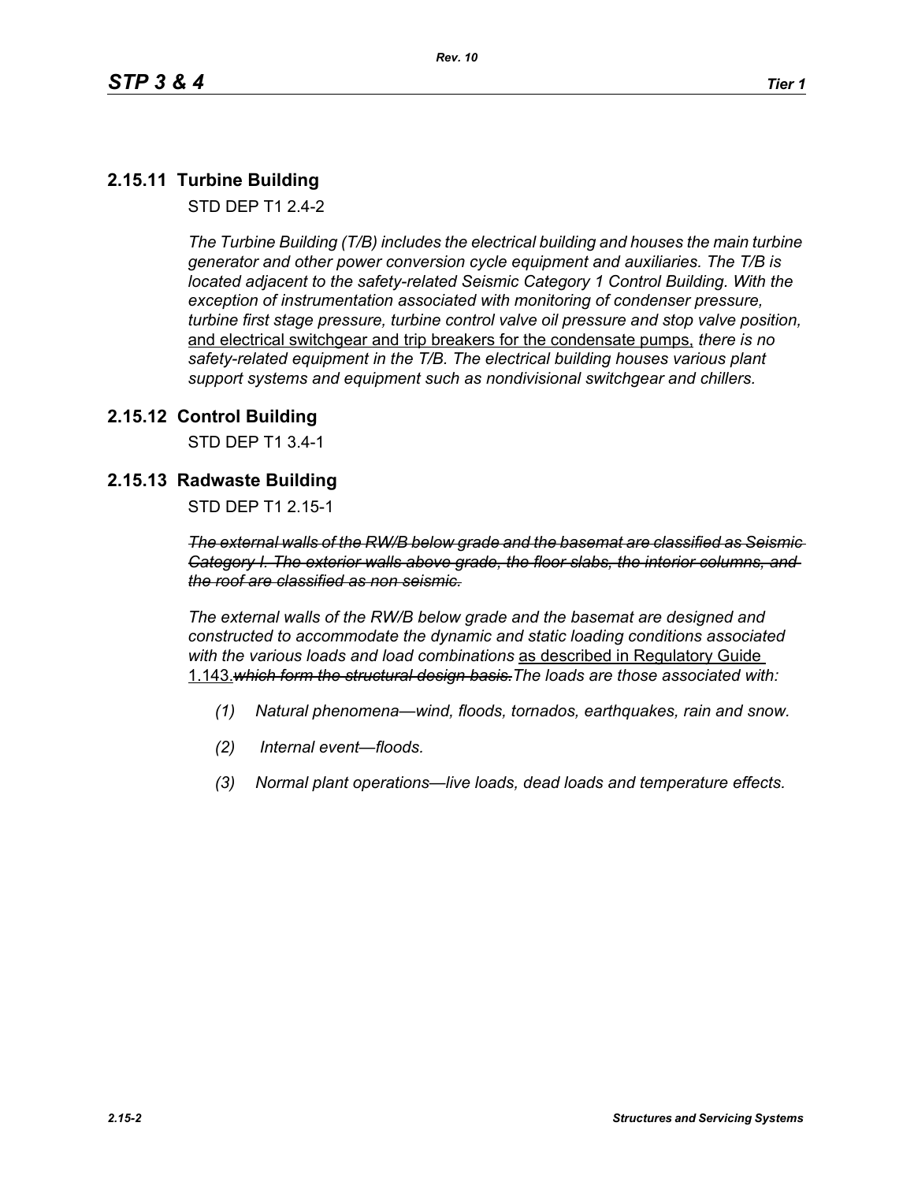## 2.15.11 Turbine Building

STD DEP T1 2.4-2

*The Turbine Building (T/B) includes the electrical building and houses the main turbine generator and other power conversion cycle equipment and auxiliaries. The T/B is located adjacent to the safety-related Seismic Category 1 Control Building. With the exception of instrumentation associated with monitoring of condenser pressure, turbine first stage pressure, turbine control valve oil pressure and stop valve position,* <u>and electrical switchgear and trip breakers for the condensate pumps,</u> *there is no safety-related equipment in the T/B. The electrical building houses various plant support systems and equipment such as nondivisional switchgear and chillers.*

## 2.15.12 Control Building

STD DEP T1 3.4-1

## 2.15.13 Radwaste Building

STD DEP T1 2.15-1

~~*The external walls of the RW/B below grade and the basemat are classified as Seismic Category I. The exterior walls above grade, the floor slabs, the interior columns, and the roof are classified as non seismic.*~~

*The external walls of the RW/B below grade and the basemat are designed and constructed to accommodate the dynamic and static loading conditions associated with the various loads and load combinations* <u>as described in Regulatory Guide 1.143.</u>~~*which form the structural design basis.*~~*The loads are those associated with:*

*(1) Natural phenomena—wind, floods, tornados, earthquakes, rain and snow.*

*(2) Internal event—floods.*

*(3) Normal plant operations—live loads, dead loads and temperature effects.*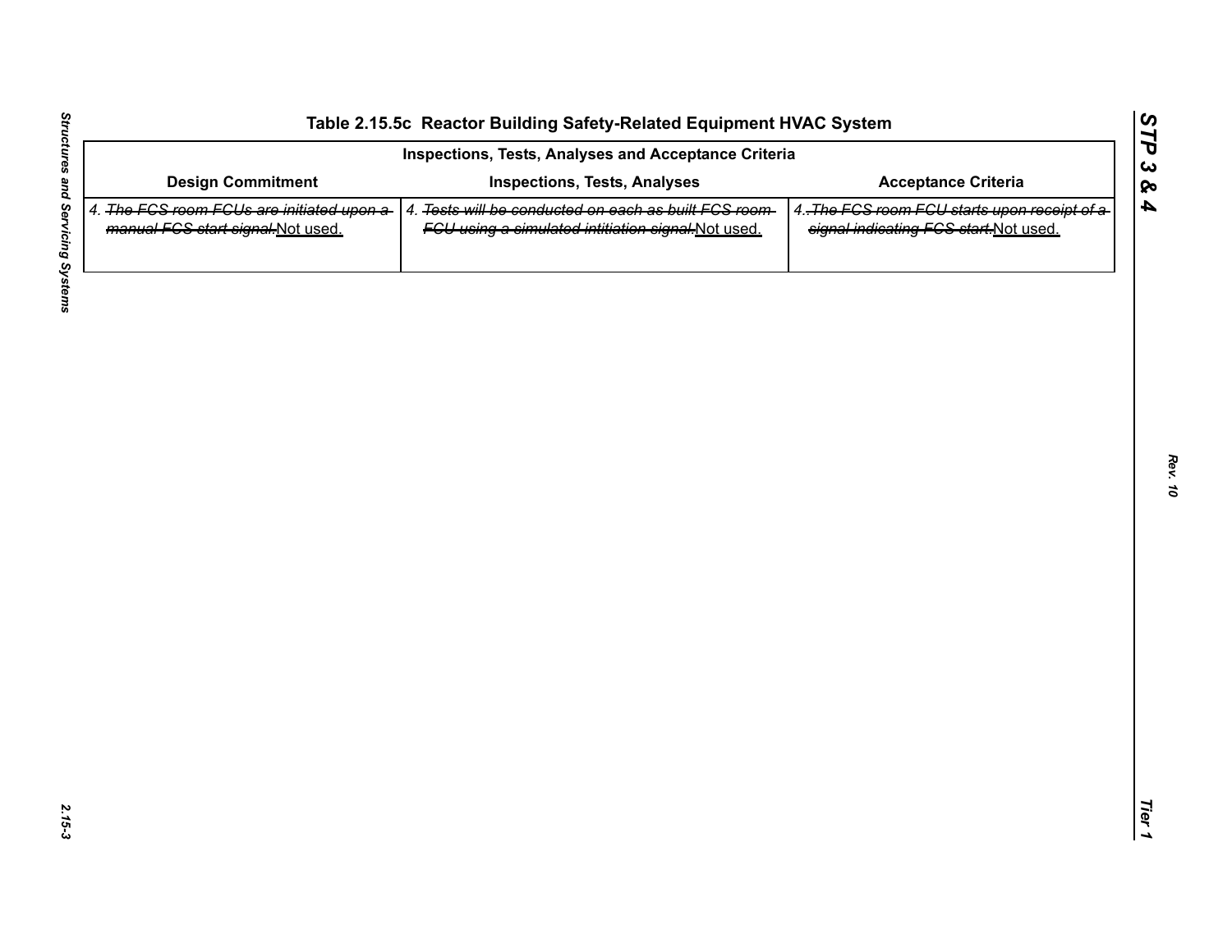## Table 2.15.5c Reactor Building Safety-Related Equipment HVAC System

| Inspections, Tests, Analyses and Acceptance Criteria | | |
|---|---|---|
| **Design Commitment** | **Inspections, Tests, Analyses** | **Acceptance Criteria** |
| 4. ~~The FCS room FCUs are initiated upon a manual FCS start signal.~~Not used. | 4. ~~Tests will be conducted on each as built FCS room FCU using a simulated intitiation signal.~~Not used. | 4. ~~The FCS room FCU starts upon receipt of a signal indicating FCS start.~~Not used. |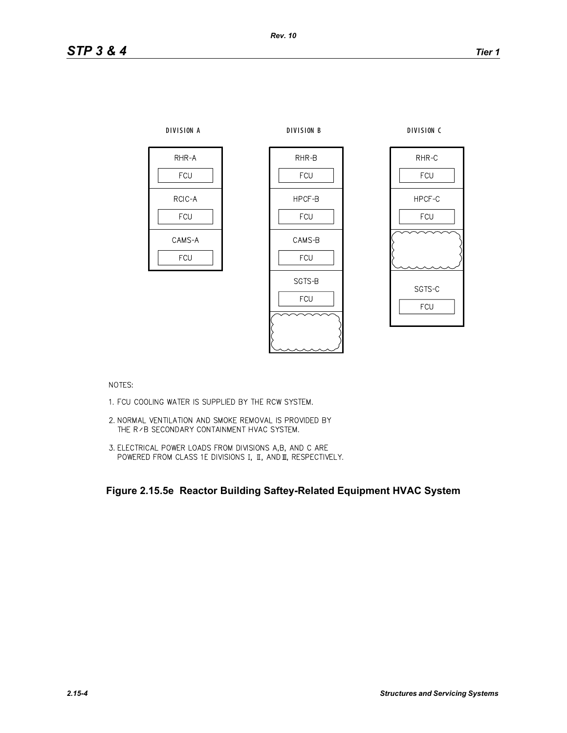DIVISION A

| RHR-A |
| --- |
| FCU |
| RCIC-A |
| FCU |
| CAMS-A |
| FCU |

DIVISION B

| RHR-B |
| --- |
| FCU |
| HPCF-B |
| FCU |
| CAMS-B |
| FCU |
| SGTS-B |
| FCU |

DIVISION C

| RHR-C |
| --- |
| FCU |
| HPCF-C |
| FCU |
| SGTS-C |
| FCU |

NOTES:

1. FCU COOLING WATER IS SUPPLIED BY THE RCW SYSTEM.
2. NORMAL VENTILATION AND SMOKE REMOVAL IS PROVIDED BY THE R/B SECONDARY CONTAINMENT HVAC SYSTEM.
3. ELECTRICAL POWER LOADS FROM DIVISIONS A,B, AND C ARE POWERED FROM CLASS 1E DIVISIONS I, II, AND III, RESPECTIVELY.

**Figure 2.15.5e Reactor Building Saftey-Related Equipment HVAC System**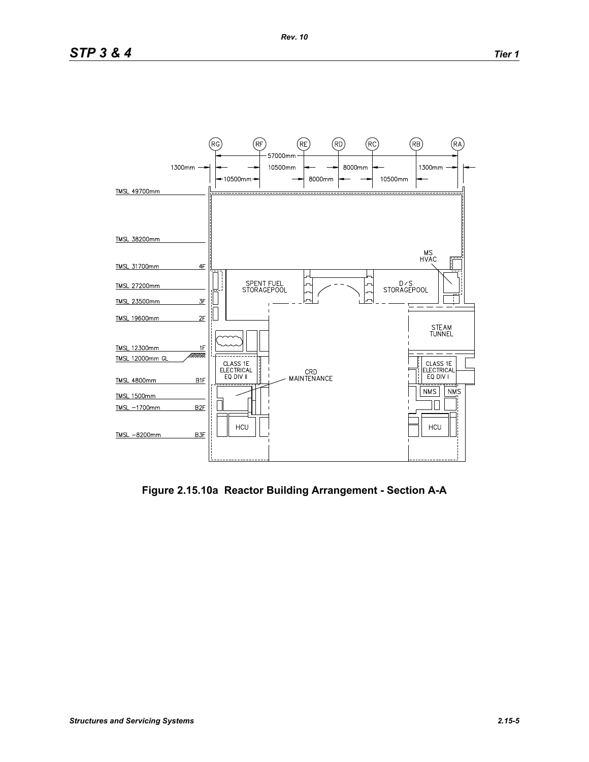Figure 2.15.10a Reactor Building Arrangement - Section A-A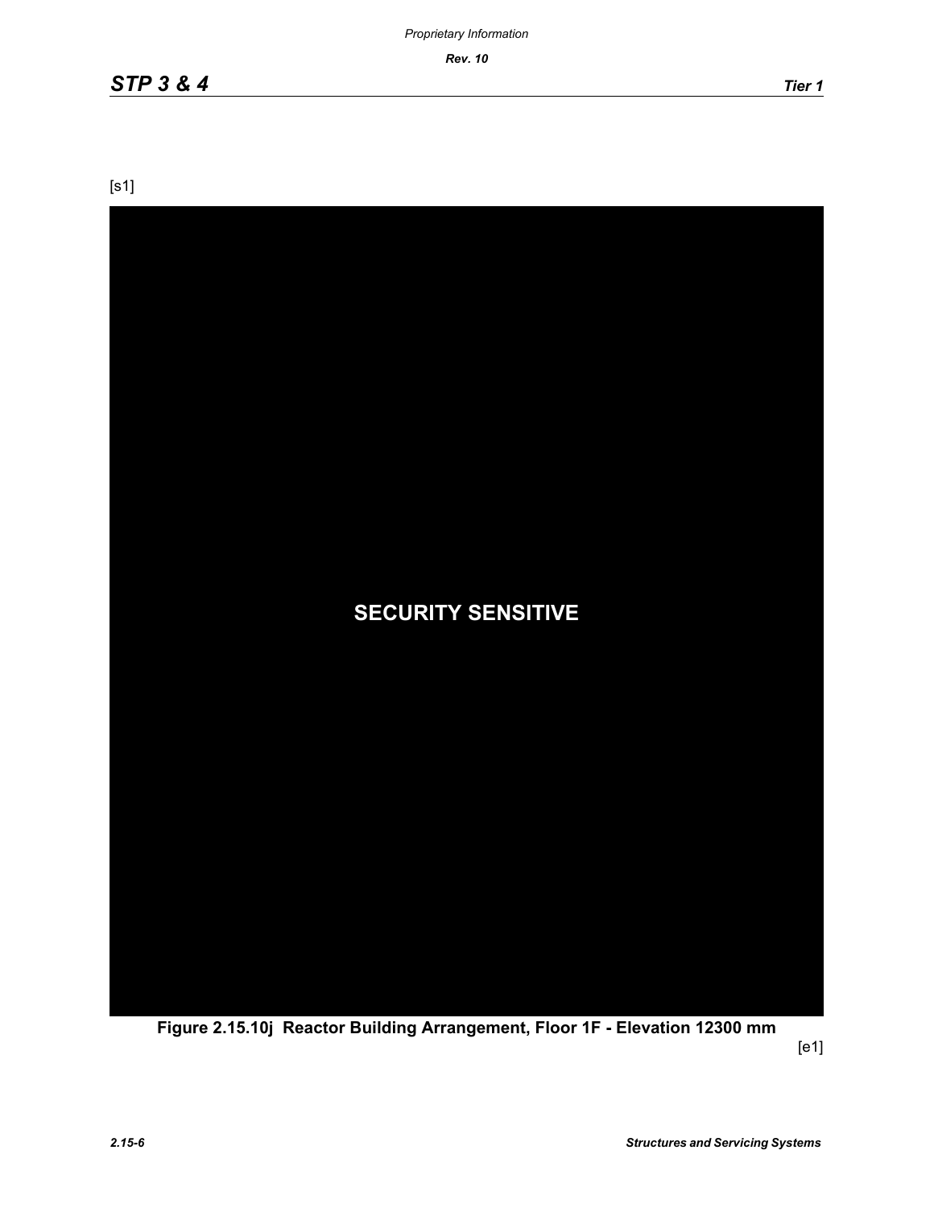[s1]

SECURITY SENSITIVE

**Figure 2.15.10j Reactor Building Arrangement, Floor 1F - Elevation 12300 mm**

[e1]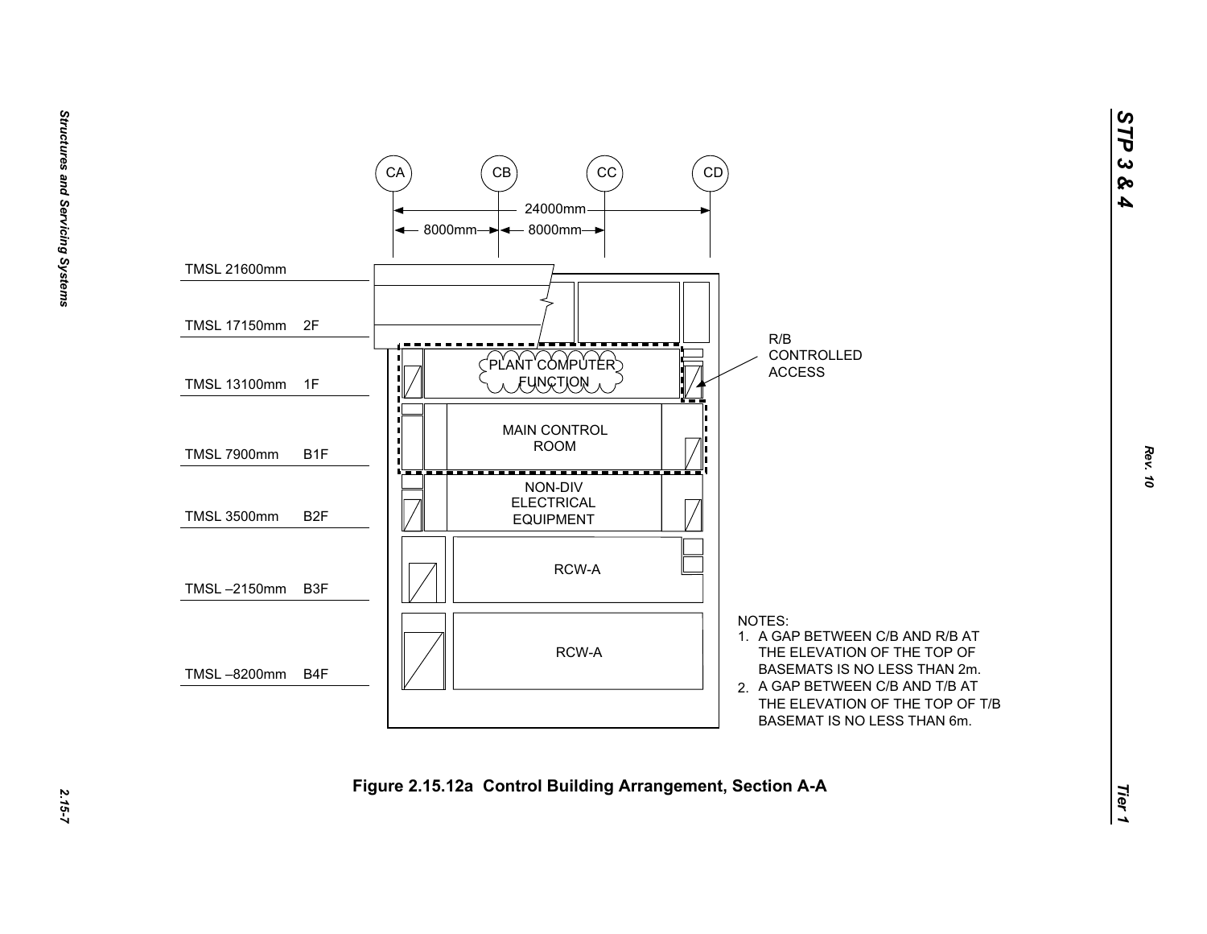CA CB CC CD

24000mm

8000mm 8000mm

TMSL 21600mm

TMSL 17150mm 2F

TMSL 13100mm 1F

TMSL 7900mm B1F

TMSL 3500mm B2F

TMSL –2150mm B3F

TMSL –8200mm B4F

PLANT COMPUTER FUNCTION

MAIN CONTROL ROOM

NON-DIV ELECTRICAL EQUIPMENT

RCW-A

RCW-A

R/B CONTROLLED ACCESS

NOTES:

1. A GAP BETWEEN C/B AND R/B AT THE ELEVATION OF THE TOP OF BASEMATS IS NO LESS THAN 2m.
2. A GAP BETWEEN C/B AND T/B AT THE ELEVATION OF THE TOP OF T/B BASEMAT IS NO LESS THAN 6m.

**Figure 2.15.12a Control Building Arrangement, Section A-A**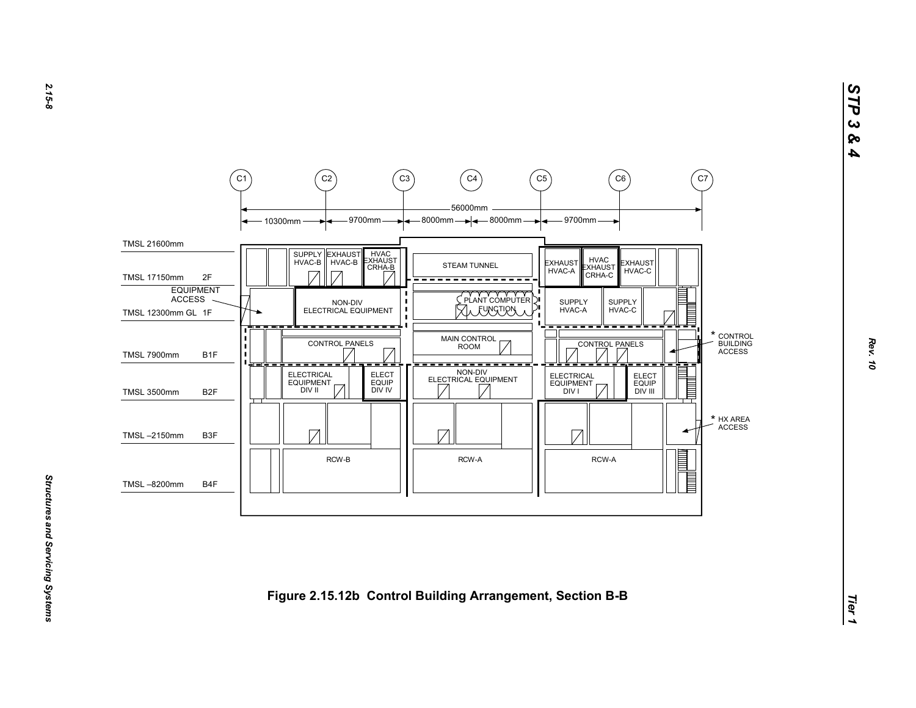C1 C2 C3 C4 C5 C6 C7

56000mm

10300mm 9700mm 8000mm 8000mm 9700mm

TMSL 21600mm

TMSL 17150mm 2F

EQUIPMENT ACCESS

TMSL 12300mm GL 1F

TMSL 7900mm B1F

TMSL 3500mm B2F

TMSL –2150mm B3F

TMSL –8200mm B4F

SUPPLY HVAC-B

EXHAUST HVAC-B

HVAC EXHAUST CRHA-B

STEAM TUNNEL

EXHAUST HVAC-A

HVAC EXHAUST CRHA-C

EXHAUST HVAC-C

NON-DIV ELECTRICAL EQUIPMENT

PLANT COMPUTER FUNCTION

SUPPLY HVAC-A

SUPPLY HVAC-C

CONTROL PANELS

MAIN CONTROL ROOM

CONTROL PANELS

* CONTROL BUILDING ACCESS

ELECTRICAL EQUIPMENT DIV II

ELECT EQUIP DIV IV

NON-DIV ELECTRICAL EQUIPMENT

ELECTRICAL EQUIPMENT DIV I

ELECT EQUIP DIV III

* HX AREA ACCESS

RCW-B

RCW-A

RCW-A

**Figure 2.15.12b Control Building Arrangement, Section B-B**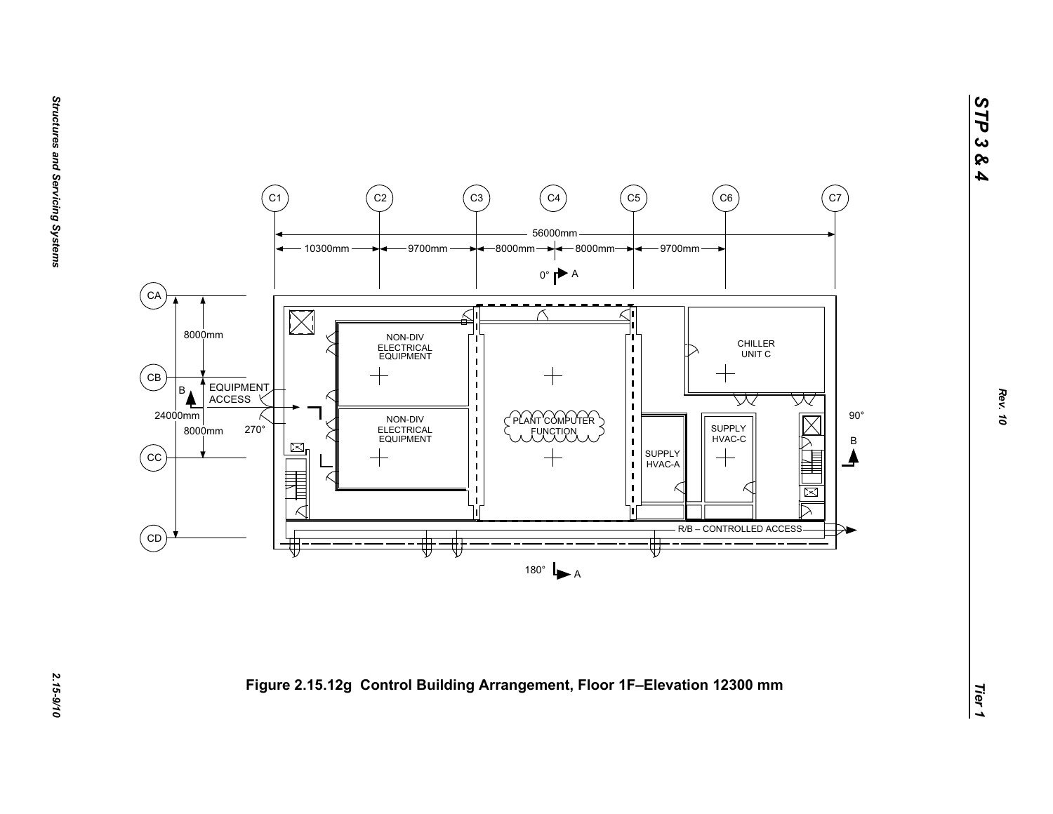C1
C2
C3
C4
C5
C6
C7

56000mm

10300mm
9700mm
8000mm
8000mm
9700mm

0°
A

CA
CB
CC
CD

8000mm
24000mm
8000mm

B

EQUIPMENT
ACCESS

270°

NON-DIV
ELECTRICAL
EQUIPMENT

NON-DIV
ELECTRICAL
EQUIPMENT

PLANT COMPUTER
FUNCTION

SUPPLY
HVAC-A

SUPPLY
HVAC-C

CHILLER
UNIT C

90°

B

R/B – CONTROLLED ACCESS

180°
A

Figure 2.15.12g Control Building Arrangement, Floor 1F–Elevation 12300 mm